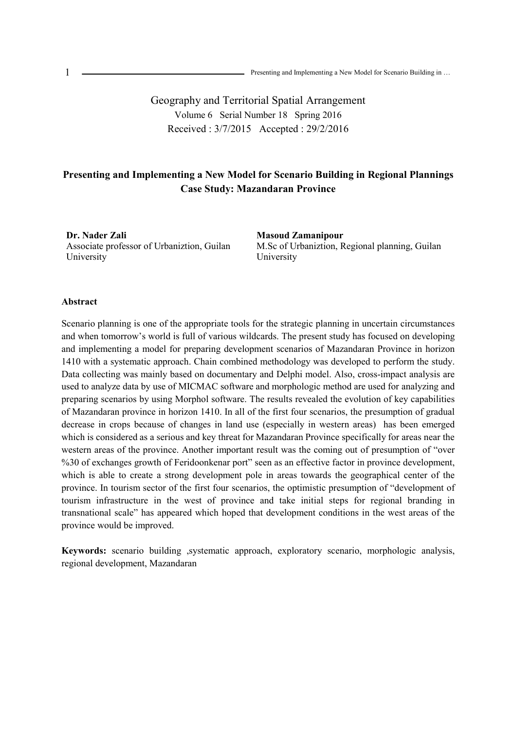Geography and Territorial Spatial Arrangement

Volume 6 Serial Number 18 Spring 2016

Received : 3/7/2015 Accepted : 29/2/2016

# Presenting and Implementing a New Model for Scenario Building in Regional Plannings Case Study: Mazandaran Province

**Dr. Nader Zali**
Associate professor of Urbaniztion, Guilan University

**Masoud Zamanipour**
M.Sc of Urbaniztion, Regional planning, Guilan University

## Abstract

Scenario planning is one of the appropriate tools for the strategic planning in uncertain circumstances and when tomorrow's world is full of various wildcards. The present study has focused on developing and implementing a model for preparing development scenarios of Mazandaran Province in horizon 1410 with a systematic approach. Chain combined methodology was developed to perform the study. Data collecting was mainly based on documentary and Delphi model. Also, cross-impact analysis are used to analyze data by use of MICMAC software and morphologic method are used for analyzing and preparing scenarios by using Morphol software. The results revealed the evolution of key capabilities of Mazandaran province in horizon 1410. In all of the first four scenarios, the presumption of gradual decrease in crops because of changes in land use (especially in western areas) has been emerged which is considered as a serious and key threat for Mazandaran Province specifically for areas near the western areas of the province. Another important result was the coming out of presumption of "over %30 of exchanges growth of Feridoonkenar port" seen as an effective factor in province development, which is able to create a strong development pole in areas towards the geographical center of the province. In tourism sector of the first four scenarios, the optimistic presumption of "development of tourism infrastructure in the west of province and take initial steps for regional branding in transnational scale" has appeared which hoped that development conditions in the west areas of the province would be improved.

**Keywords:** scenario building ,systematic approach, exploratory scenario, morphologic analysis, regional development, Mazandaran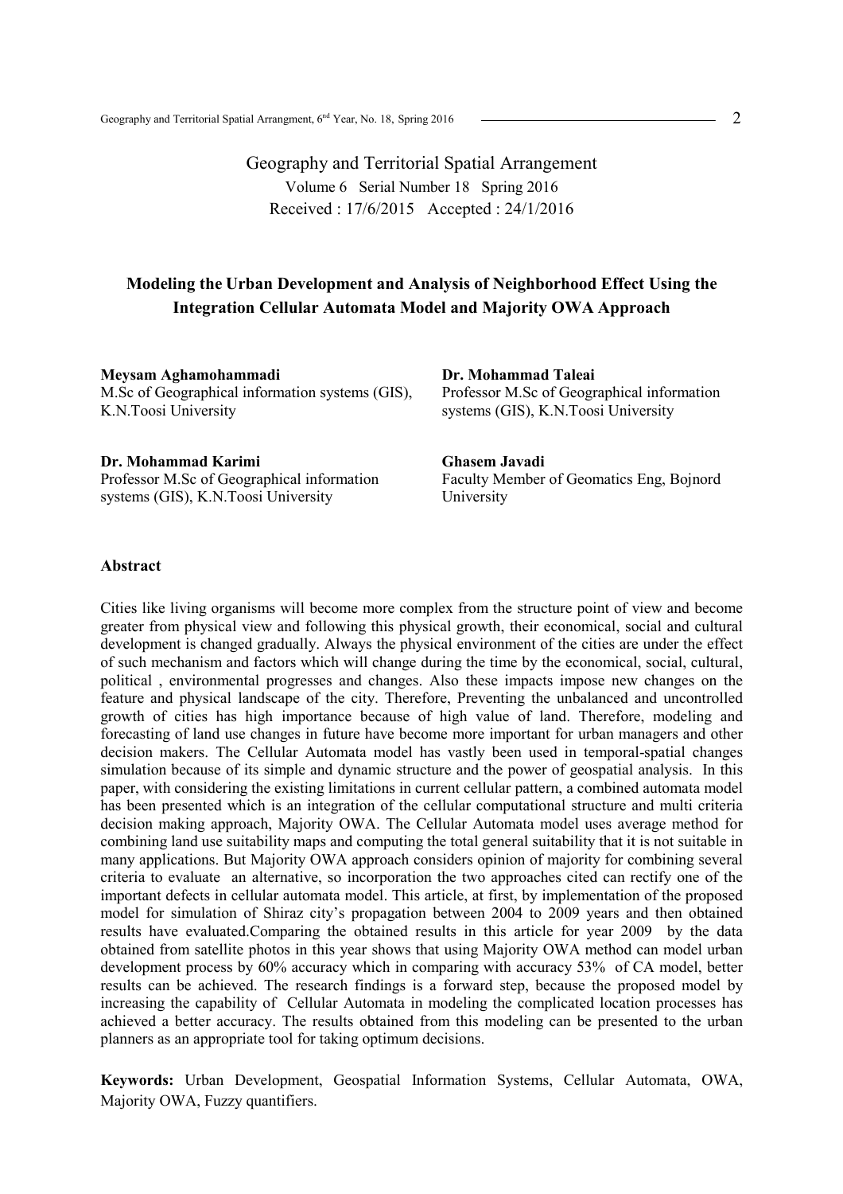Geography and Territorial Spatial Arrangement

Volume 6 Serial Number 18 Spring 2016

Received : 17/6/2015 Accepted : 24/1/2016

# Modeling the Urban Development and Analysis of Neighborhood Effect Using the Integration Cellular Automata Model and Majority OWA Approach

**Meysam Aghamohammadi**
M.Sc of Geographical information systems (GIS), K.N.Toosi University

**Dr. Mohammad Taleai**
Professor M.Sc of Geographical information systems (GIS), K.N.Toosi University

**Dr. Mohammad Karimi**
Professor M.Sc of Geographical information systems (GIS), K.N.Toosi University

**Ghasem Javadi**
Faculty Member of Geomatics Eng, Bojnord University

## Abstract

Cities like living organisms will become more complex from the structure point of view and become greater from physical view and following this physical growth, their economical, social and cultural development is changed gradually. Always the physical environment of the cities are under the effect of such mechanism and factors which will change during the time by the economical, social, cultural, political , environmental progresses and changes. Also these impacts impose new changes on the feature and physical landscape of the city. Therefore, Preventing the unbalanced and uncontrolled growth of cities has high importance because of high value of land. Therefore, modeling and forecasting of land use changes in future have become more important for urban managers and other decision makers. The Cellular Automata model has vastly been used in temporal-spatial changes simulation because of its simple and dynamic structure and the power of geospatial analysis. In this paper, with considering the existing limitations in current cellular pattern, a combined automata model has been presented which is an integration of the cellular computational structure and multi criteria decision making approach, Majority OWA. The Cellular Automata model uses average method for combining land use suitability maps and computing the total general suitability that it is not suitable in many applications. But Majority OWA approach considers opinion of majority for combining several criteria to evaluate an alternative, so incorporation the two approaches cited can rectify one of the important defects in cellular automata model. This article, at first, by implementation of the proposed model for simulation of Shiraz city's propagation between 2004 to 2009 years and then obtained results have evaluated.Comparing the obtained results in this article for year 2009 by the data obtained from satellite photos in this year shows that using Majority OWA method can model urban development process by 60% accuracy which in comparing with accuracy 53% of CA model, better results can be achieved. The research findings is a forward step, because the proposed model by increasing the capability of Cellular Automata in modeling the complicated location processes has achieved a better accuracy. The results obtained from this modeling can be presented to the urban planners as an appropriate tool for taking optimum decisions.

**Keywords:** Urban Development, Geospatial Information Systems, Cellular Automata, OWA, Majority OWA, Fuzzy quantifiers.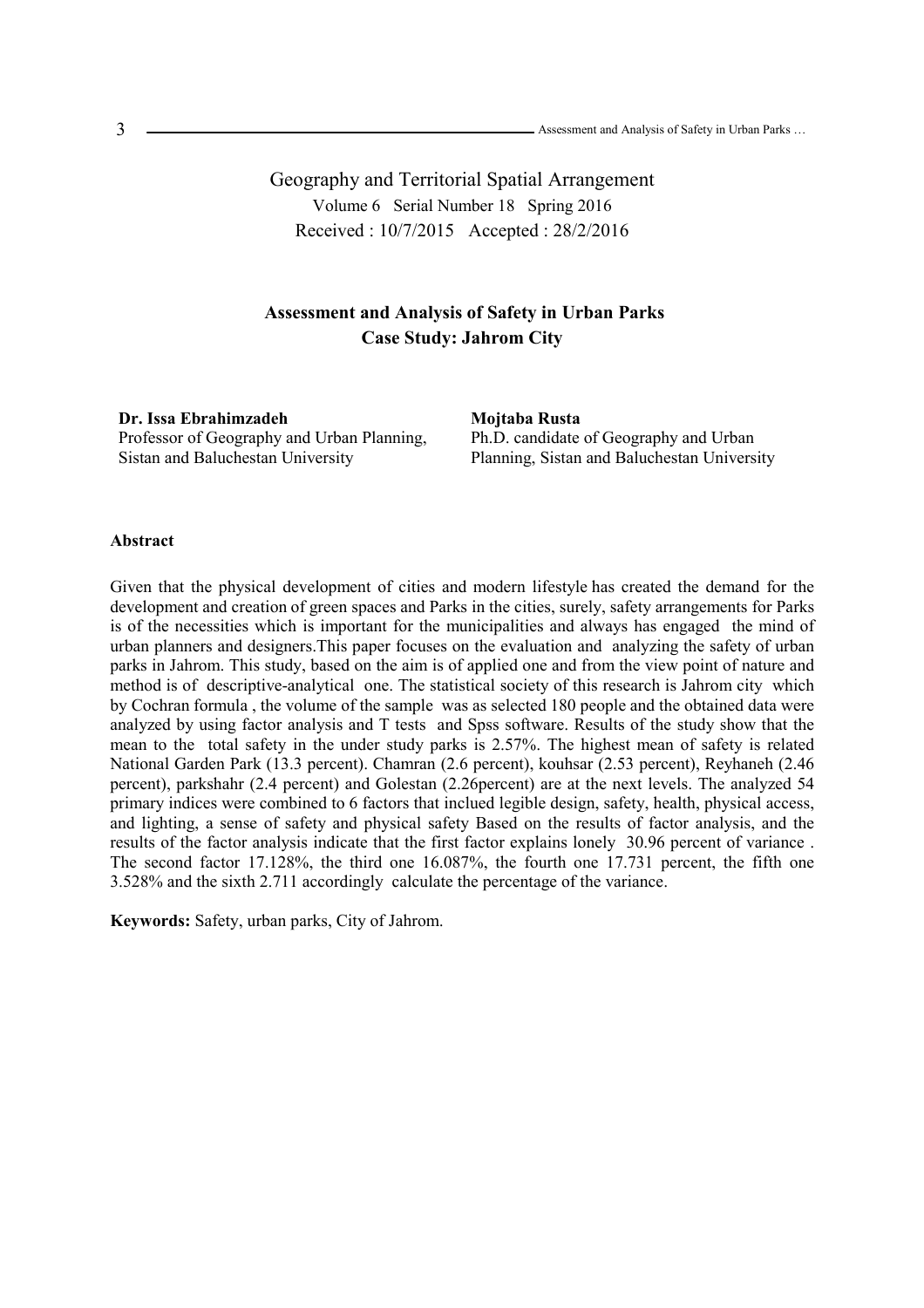Geography and Territorial Spatial Arrangement
Volume 6 Serial Number 18 Spring 2016
Received : 10/7/2015 Accepted : 28/2/2016

# Assessment and Analysis of Safety in Urban Parks
# Case Study: Jahrom City

**Dr. Issa Ebrahimzadeh**
Professor of Geography and Urban Planning, Sistan and Baluchestan University

**Mojtaba Rusta**
Ph.D. candidate of Geography and Urban Planning, Sistan and Baluchestan University

## Abstract

Given that the physical development of cities and modern lifestyle has created the demand for the development and creation of green spaces and Parks in the cities, surely, safety arrangements for Parks is of the necessities which is important for the municipalities and always has engaged the mind of urban planners and designers.This paper focuses on the evaluation and analyzing the safety of urban parks in Jahrom. This study, based on the aim is of applied one and from the view point of nature and method is of descriptive-analytical one. The statistical society of this research is Jahrom city which by Cochran formula , the volume of the sample was as selected 180 people and the obtained data were analyzed by using factor analysis and T tests and Spss software. Results of the study show that the mean to the total safety in the under study parks is 2.57%. The highest mean of safety is related National Garden Park (13.3 percent). Chamran (2.6 percent), kouhsar (2.53 percent), Reyhaneh (2.46 percent), parkshahr (2.4 percent) and Golestan (2.26percent) are at the next levels. The analyzed 54 primary indices were combined to 6 factors that inclued legible design, safety, health, physical access, and lighting, a sense of safety and physical safety Based on the results of factor analysis, and the results of the factor analysis indicate that the first factor explains lonely 30.96 percent of variance . The second factor 17.128%, the third one 16.087%, the fourth one 17.731 percent, the fifth one 3.528% and the sixth 2.711 accordingly calculate the percentage of the variance.

**Keywords:** Safety, urban parks, City of Jahrom.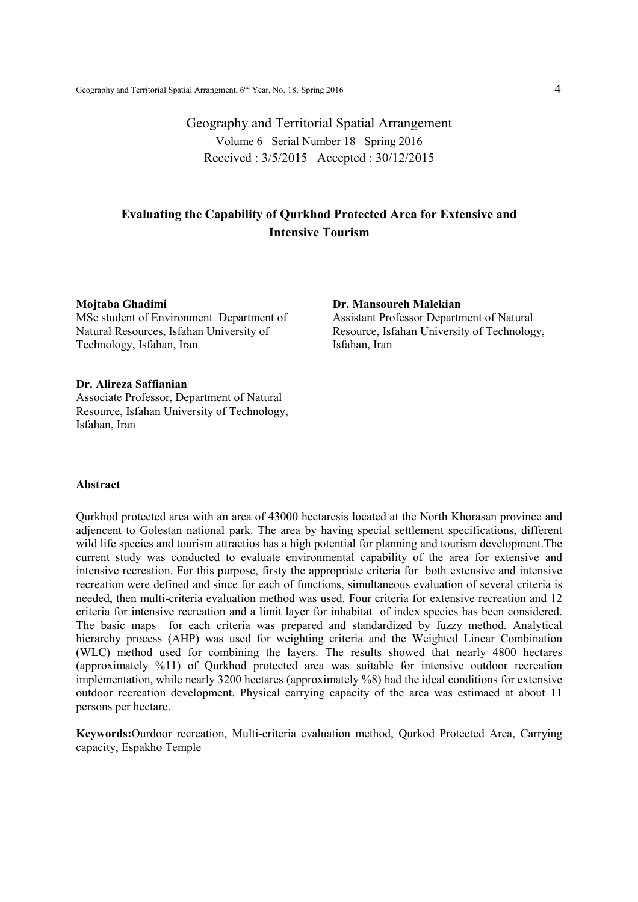Geography and Territorial Spatial Arrangement

Volume 6 Serial Number 18 Spring 2016

Received : 3/5/2015 Accepted : 30/12/2015

# Evaluating the Capability of Qurkhod Protected Area for Extensive and Intensive Tourism

**Mojtaba Ghadimi**
MSc student of Environment Department of Natural Resources, Isfahan University of Technology, Isfahan, Iran

**Dr. Mansoureh Malekian**
Assistant Professor Department of Natural Resource, Isfahan University of Technology, Isfahan, Iran

**Dr. Alireza Saffianian**
Associate Professor, Department of Natural Resource, Isfahan University of Technology, Isfahan, Iran

## Abstract

Qurkhod protected area with an area of 43000 hectaresis located at the North Khorasan province and adjencent to Golestan national park. The area by having special settlement specifications, different wild life species and tourism attractios has a high potential for planning and tourism development.The current study was conducted to evaluate environmental capability of the area for extensive and intensive recreation. For this purpose, firsty the appropriate criteria for both extensive and intensive recreation were defined and since for each of functions, simultaneous evaluation of several criteria is needed, then multi-criteria evaluation method was used. Four criteria for extensive recreation and 12 criteria for intensive recreation and a limit layer for inhabitat of index species has been considered. The basic maps for each criteria was prepared and standardized by fuzzy method. Analytical hierarchy process (AHP) was used for weighting criteria and the Weighted Linear Combination (WLC) method used for combining the layers. The results showed that nearly 4800 hectares (approximately %11) of Qurkhod protected area was suitable for intensive outdoor recreation implementation, while nearly 3200 hectares (approximately %8) had the ideal conditions for extensive outdoor recreation development. Physical carrying capacity of the area was estimaed at about 11 persons per hectare.

**Keywords:**Ourdoor recreation, Multi-criteria evaluation method, Qurkod Protected Area, Carrying capacity, Espakho Temple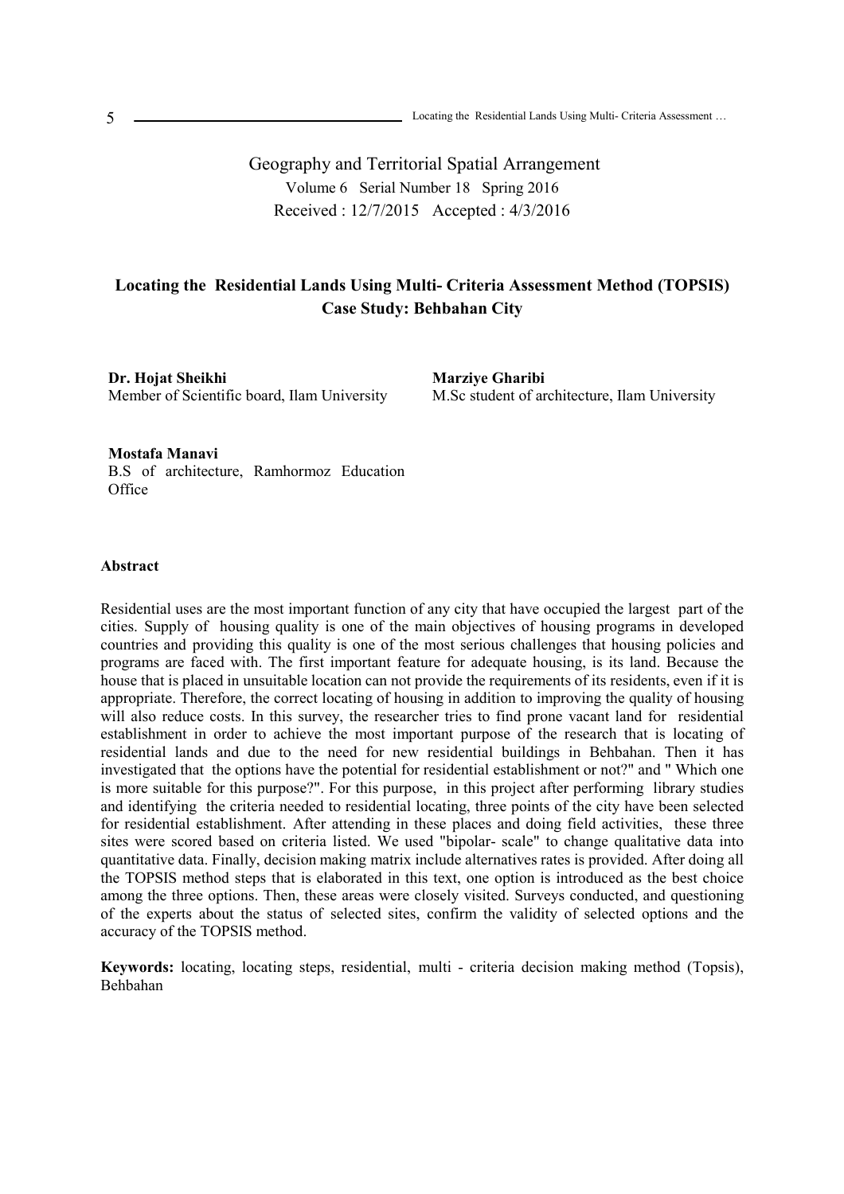Geography and Territorial Spatial Arrangement

Volume 6 Serial Number 18 Spring 2016

Received : 12/7/2015 Accepted : 4/3/2016

# Locating the Residential Lands Using Multi- Criteria Assessment Method (TOPSIS) Case Study: Behbahan City

**Dr. Hojat Sheikhi**
Member of Scientific board, Ilam University

**Marziye Gharibi**
M.Sc student of architecture, Ilam University

**Mostafa Manavi**
B.S of architecture, Ramhormoz Education Office

## Abstract

Residential uses are the most important function of any city that have occupied the largest part of the cities. Supply of housing quality is one of the main objectives of housing programs in developed countries and providing this quality is one of the most serious challenges that housing policies and programs are faced with. The first important feature for adequate housing, is its land. Because the house that is placed in unsuitable location can not provide the requirements of its residents, even if it is appropriate. Therefore, the correct locating of housing in addition to improving the quality of housing will also reduce costs. In this survey, the researcher tries to find prone vacant land for residential establishment in order to achieve the most important purpose of the research that is locating of residential lands and due to the need for new residential buildings in Behbahan. Then it has investigated that the options have the potential for residential establishment or not?" and " Which one is more suitable for this purpose?". For this purpose, in this project after performing library studies and identifying the criteria needed to residential locating, three points of the city have been selected for residential establishment. After attending in these places and doing field activities, these three sites were scored based on criteria listed. We used "bipolar- scale" to change qualitative data into quantitative data. Finally, decision making matrix include alternatives rates is provided. After doing all the TOPSIS method steps that is elaborated in this text, one option is introduced as the best choice among the three options. Then, these areas were closely visited. Surveys conducted, and questioning of the experts about the status of selected sites, confirm the validity of selected options and the accuracy of the TOPSIS method.

**Keywords:** locating, locating steps, residential, multi - criteria decision making method (Topsis), Behbahan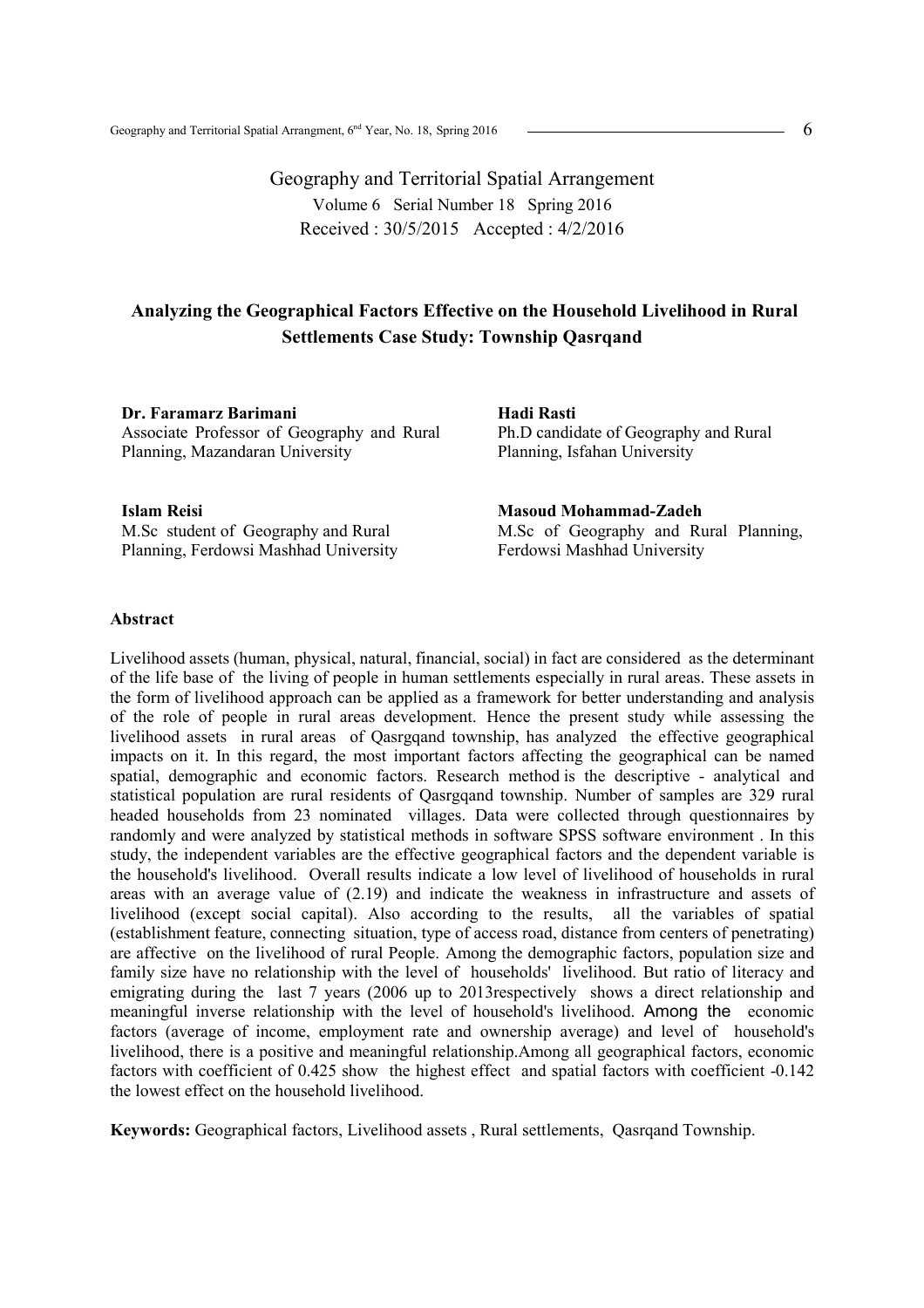Geography and Territorial Spatial Arrangement

Volume 6 Serial Number 18 Spring 2016

Received : 30/5/2015 Accepted : 4/2/2016

## Analyzing the Geographical Factors Effective on the Household Livelihood in Rural Settlements Case Study: Township Qasrqand

**Dr. Faramarz Barimani**
Associate Professor of Geography and Rural Planning, Mazandaran University

**Hadi Rasti**
Ph.D candidate of Geography and Rural Planning, Isfahan University

**Islam Reisi**
M.Sc student of Geography and Rural Planning, Ferdowsi Mashhad University

**Masoud Mohammad-Zadeh**
M.Sc of Geography and Rural Planning, Ferdowsi Mashhad University

### Abstract

Livelihood assets (human, physical, natural, financial, social) in fact are considered as the determinant of the life base of the living of people in human settlements especially in rural areas. These assets in the form of livelihood approach can be applied as a framework for better understanding and analysis of the role of people in rural areas development. Hence the present study while assessing the livelihood assets in rural areas of Qasrgqand township, has analyzed the effective geographical impacts on it. In this regard, the most important factors affecting the geographical can be named spatial, demographic and economic factors. Research method is the descriptive - analytical and statistical population are rural residents of Qasrgqand township. Number of samples are 329 rural headed households from 23 nominated villages. Data were collected through questionnaires by randomly and were analyzed by statistical methods in software SPSS software environment . In this study, the independent variables are the effective geographical factors and the dependent variable is the household's livelihood. Overall results indicate a low level of livelihood of households in rural areas with an average value of (2.19) and indicate the weakness in infrastructure and assets of livelihood (except social capital). Also according to the results, all the variables of spatial (establishment feature, connecting situation, type of access road, distance from centers of penetrating) are affective on the livelihood of rural People. Among the demographic factors, population size and family size have no relationship with the level of households' livelihood. But ratio of literacy and emigrating during the last 7 years (2006 up to 2013respectively shows a direct relationship and meaningful inverse relationship with the level of household's livelihood. Among the economic factors (average of income, employment rate and ownership average) and level of household's livelihood, there is a positive and meaningful relationship.Among all geographical factors, economic factors with coefficient of 0.425 show the highest effect and spatial factors with coefficient -0.142 the lowest effect on the household livelihood.

**Keywords:** Geographical factors, Livelihood assets , Rural settlements, Qasrqand Township.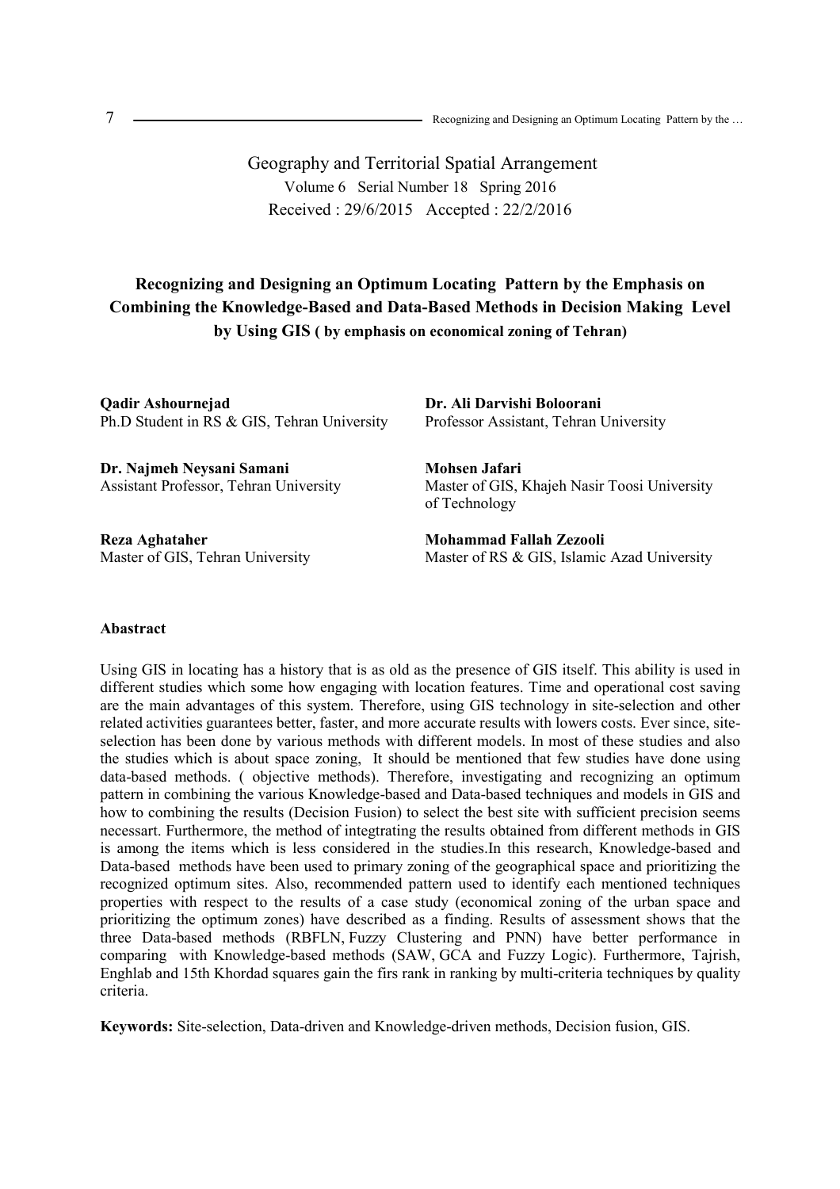Geography and Territorial Spatial Arrangement

Volume 6 Serial Number 18 Spring 2016

Received : 29/6/2015 Accepted : 22/2/2016

# Recognizing and Designing an Optimum Locating Pattern by the Emphasis on Combining the Knowledge-Based and Data-Based Methods in Decision Making Level by Using GIS ( by emphasis on economical zoning of Tehran)

**Qadir Ashournejad**
Ph.D Student in RS & GIS, Tehran University

**Dr. Ali Darvishi Boloorani**
Professor Assistant, Tehran University

**Dr. Najmeh Neysani Samani**
Assistant Professor, Tehran University

**Mohsen Jafari**
Master of GIS, Khajeh Nasir Toosi University of Technology

**Reza Aghataher**
Master of GIS, Tehran University

**Mohammad Fallah Zezooli**
Master of RS & GIS, Islamic Azad University

## Abastract

Using GIS in locating has a history that is as old as the presence of GIS itself. This ability is used in different studies which some how engaging with location features. Time and operational cost saving are the main advantages of this system. Therefore, using GIS technology in site-selection and other related activities guarantees better, faster, and more accurate results with lowers costs. Ever since, site-selection has been done by various methods with different models. In most of these studies and also the studies which is about space zoning, It should be mentioned that few studies have done using data-based methods. ( objective methods). Therefore, investigating and recognizing an optimum pattern in combining the various Knowledge-based and Data-based techniques and models in GIS and how to combining the results (Decision Fusion) to select the best site with sufficient precision seems necessart. Furthermore, the method of integtrating the results obtained from different methods in GIS is among the items which is less considered in the studies.In this research, Knowledge-based and Data-based methods have been used to primary zoning of the geographical space and prioritizing the recognized optimum sites. Also, recommended pattern used to identify each mentioned techniques properties with respect to the results of a case study (economical zoning of the urban space and prioritizing the optimum zones) have described as a finding. Results of assessment shows that the three Data-based methods (RBFLN, Fuzzy Clustering and PNN) have better performance in comparing with Knowledge-based methods (SAW, GCA and Fuzzy Logic). Furthermore, Tajrish, Enghlab and 15th Khordad squares gain the firs rank in ranking by multi-criteria techniques by quality criteria.

**Keywords:** Site-selection, Data-driven and Knowledge-driven methods, Decision fusion, GIS.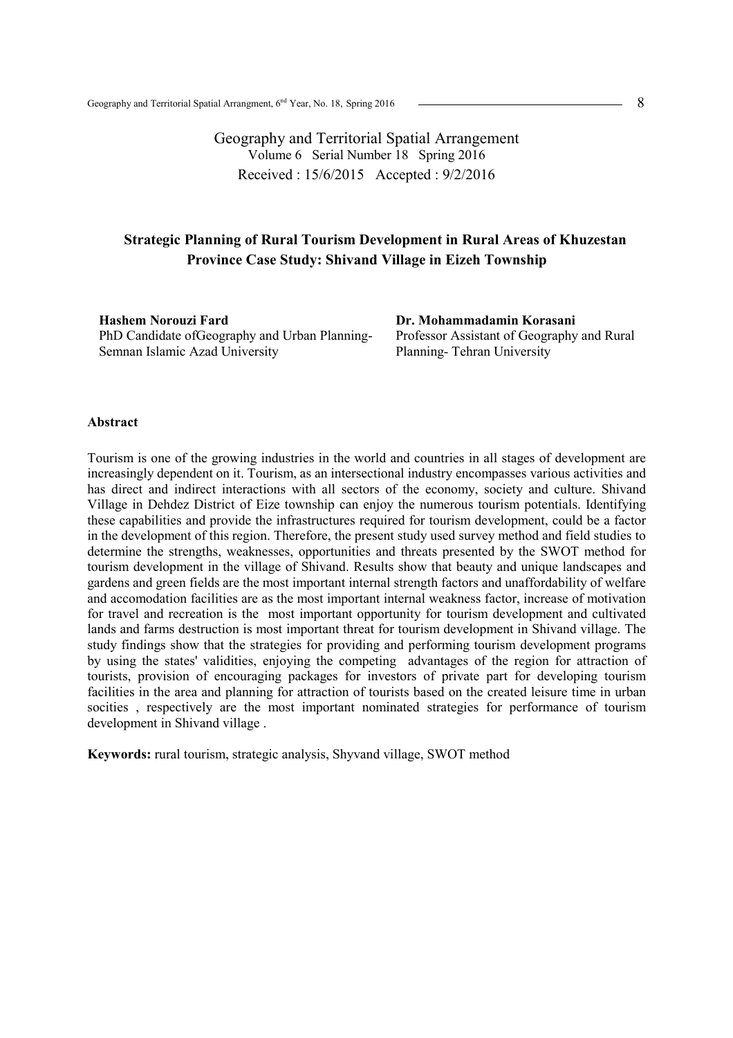Geography and Territorial Spatial Arrangement
Volume 6 Serial Number 18 Spring 2016
Received : 15/6/2015 Accepted : 9/2/2016

# Strategic Planning of Rural Tourism Development in Rural Areas of Khuzestan Province Case Study: Shivand Village in Eizeh Township

**Hashem Norouzi Fard**
PhD Candidate ofGeography and Urban Planning-Semnan Islamic Azad University

**Dr. Mohammadamin Korasani**
Professor Assistant of Geography and Rural Planning- Tehran University

**Abstract**

Tourism is one of the growing industries in the world and countries in all stages of development are increasingly dependent on it. Tourism, as an intersectional industry encompasses various activities and has direct and indirect interactions with all sectors of the economy, society and culture. Shivand Village in Dehdez District of Eize township can enjoy the numerous tourism potentials. Identifying these capabilities and provide the infrastructures required for tourism development, could be a factor in the development of this region. Therefore, the present study used survey method and field studies to determine the strengths, weaknesses, opportunities and threats presented by the SWOT method for tourism development in the village of Shivand. Results show that beauty and unique landscapes and gardens and green fields are the most important internal strength factors and unaffordability of welfare and accomodation facilities are as the most important internal weakness factor, increase of motivation for travel and recreation is the most important opportunity for tourism development and cultivated lands and farms destruction is most important threat for tourism development in Shivand village. The study findings show that the strategies for providing and performing tourism development programs by using the states' validities, enjoying the competing advantages of the region for attraction of tourists, provision of encouraging packages for investors of private part for developing tourism facilities in the area and planning for attraction of tourists based on the created leisure time in urban socities , respectively are the most important nominated strategies for performance of tourism development in Shivand village .

**Keywords:** rural tourism, strategic analysis, Shyvand village, SWOT method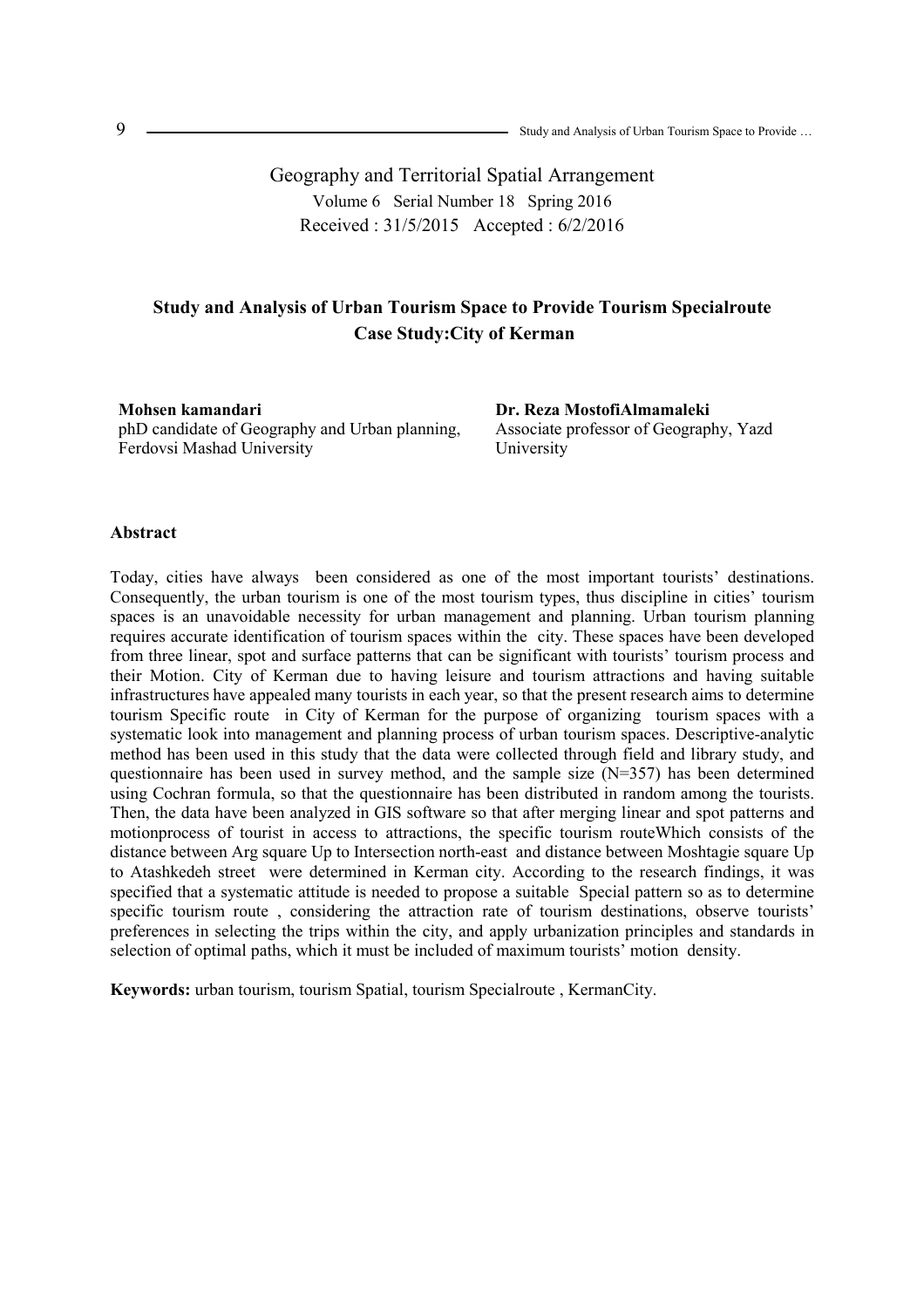Geography and Territorial Spatial Arrangement

Volume 6 Serial Number 18 Spring 2016

Received : 31/5/2015 Accepted : 6/2/2016

# Study and Analysis of Urban Tourism Space to Provide Tourism Specialroute Case Study:City of Kerman

**Mohsen kamandari**
phD candidate of Geography and Urban planning, Ferdovsi Mashad University

**Dr. Reza MostofiAlmamaleki**
Associate professor of Geography, Yazd University

## Abstract

Today, cities have always been considered as one of the most important tourists' destinations. Consequently, the urban tourism is one of the most tourism types, thus discipline in cities' tourism spaces is an unavoidable necessity for urban management and planning. Urban tourism planning requires accurate identification of tourism spaces within the city. These spaces have been developed from three linear, spot and surface patterns that can be significant with tourists' tourism process and their Motion. City of Kerman due to having leisure and tourism attractions and having suitable infrastructures have appealed many tourists in each year, so that the present research aims to determine tourism Specific route in City of Kerman for the purpose of organizing tourism spaces with a systematic look into management and planning process of urban tourism spaces. Descriptive-analytic method has been used in this study that the data were collected through field and library study, and questionnaire has been used in survey method, and the sample size (N=357) has been determined using Cochran formula, so that the questionnaire has been distributed in random among the tourists. Then, the data have been analyzed in GIS software so that after merging linear and spot patterns and motionprocess of tourist in access to attractions, the specific tourism routeWhich consists of the distance between Arg square Up to Intersection north-east and distance between Moshtagie square Up to Atashkedeh street were determined in Kerman city. According to the research findings, it was specified that a systematic attitude is needed to propose a suitable Special pattern so as to determine specific tourism route , considering the attraction rate of tourism destinations, observe tourists' preferences in selecting the trips within the city, and apply urbanization principles and standards in selection of optimal paths, which it must be included of maximum tourists' motion density.

**Keywords:** urban tourism, tourism Spatial, tourism Specialroute , KermanCity.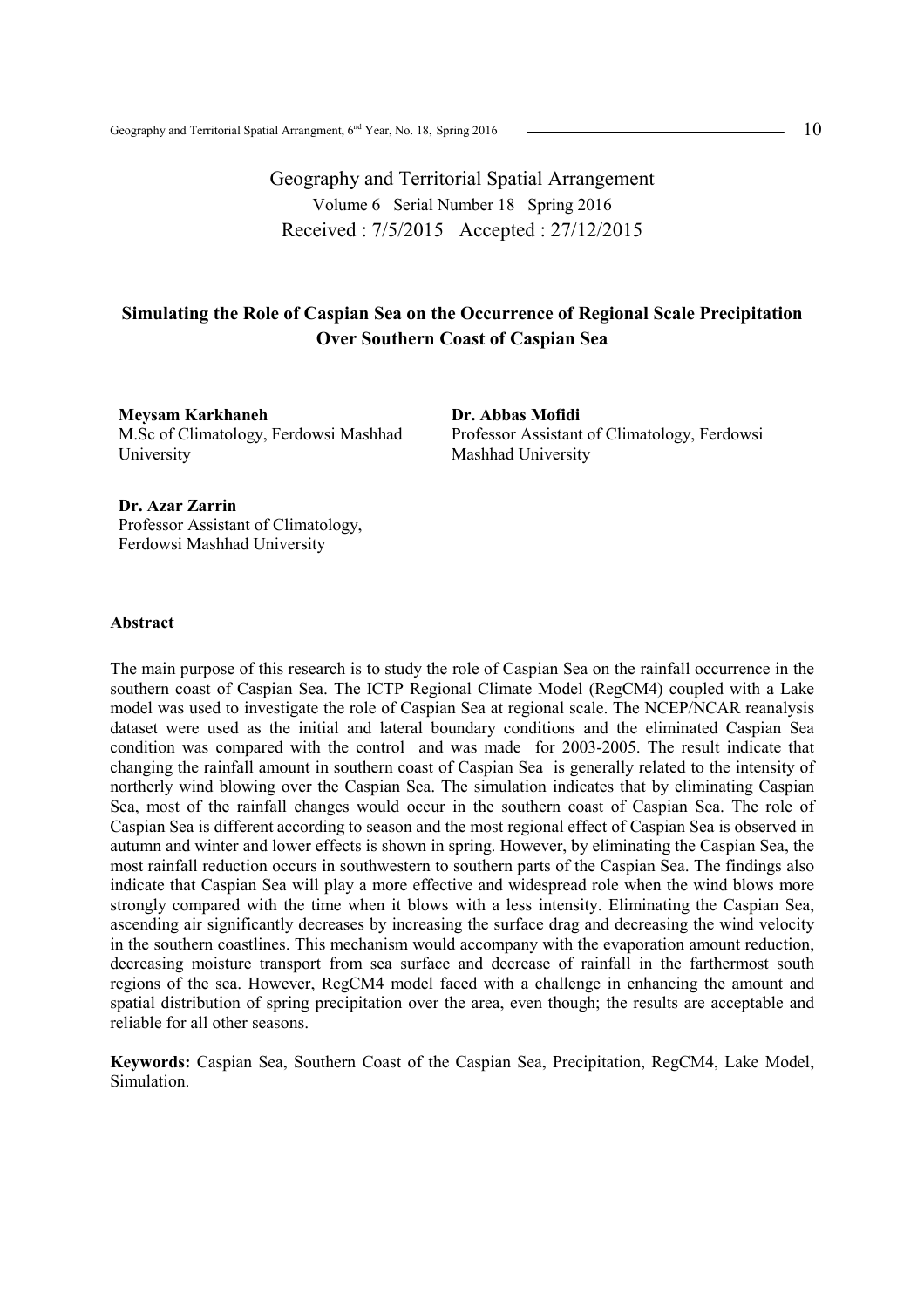Geography and Territorial Spatial Arrangement
Volume 6 Serial Number 18 Spring 2016
Received : 7/5/2015 Accepted : 27/12/2015

# Simulating the Role of Caspian Sea on the Occurrence of Regional Scale Precipitation Over Southern Coast of Caspian Sea

**Meysam Karkhaneh**
M.Sc of Climatology, Ferdowsi Mashhad University

**Dr. Abbas Mofidi**
Professor Assistant of Climatology, Ferdowsi Mashhad University

**Dr. Azar Zarrin**
Professor Assistant of Climatology, Ferdowsi Mashhad University

## Abstract

The main purpose of this research is to study the role of Caspian Sea on the rainfall occurrence in the southern coast of Caspian Sea. The ICTP Regional Climate Model (RegCM4) coupled with a Lake model was used to investigate the role of Caspian Sea at regional scale. The NCEP/NCAR reanalysis dataset were used as the initial and lateral boundary conditions and the eliminated Caspian Sea condition was compared with the control and was made for 2003-2005. The result indicate that changing the rainfall amount in southern coast of Caspian Sea is generally related to the intensity of northerly wind blowing over the Caspian Sea. The simulation indicates that by eliminating Caspian Sea, most of the rainfall changes would occur in the southern coast of Caspian Sea. The role of Caspian Sea is different according to season and the most regional effect of Caspian Sea is observed in autumn and winter and lower effects is shown in spring. However, by eliminating the Caspian Sea, the most rainfall reduction occurs in southwestern to southern parts of the Caspian Sea. The findings also indicate that Caspian Sea will play a more effective and widespread role when the wind blows more strongly compared with the time when it blows with a less intensity. Eliminating the Caspian Sea, ascending air significantly decreases by increasing the surface drag and decreasing the wind velocity in the southern coastlines. This mechanism would accompany with the evaporation amount reduction, decreasing moisture transport from sea surface and decrease of rainfall in the farthermost south regions of the sea. However, RegCM4 model faced with a challenge in enhancing the amount and spatial distribution of spring precipitation over the area, even though; the results are acceptable and reliable for all other seasons.

**Keywords:** Caspian Sea, Southern Coast of the Caspian Sea, Precipitation, RegCM4, Lake Model, Simulation.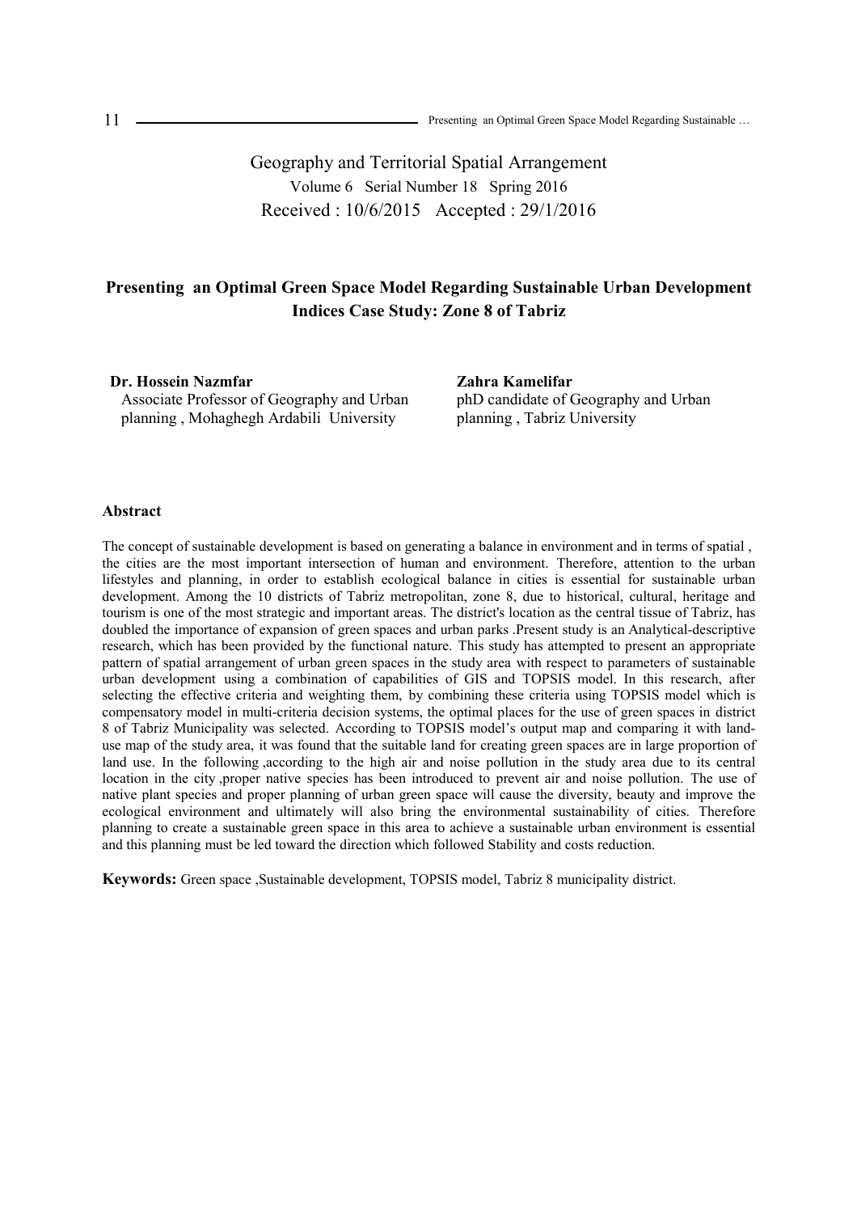Geography and Territorial Spatial Arrangement

Volume 6 Serial Number 18 Spring 2016

Received : 10/6/2015 Accepted : 29/1/2016

# Presenting an Optimal Green Space Model Regarding Sustainable Urban Development Indices Case Study: Zone 8 of Tabriz

**Dr. Hossein Nazmfar**
Associate Professor of Geography and Urban planning , Mohaghegh Ardabili University

**Zahra Kamelifar**
phD candidate of Geography and Urban planning , Tabriz University

## Abstract

The concept of sustainable development is based on generating a balance in environment and in terms of spatial , the cities are the most important intersection of human and environment. Therefore, attention to the urban lifestyles and planning, in order to establish ecological balance in cities is essential for sustainable urban development. Among the 10 districts of Tabriz metropolitan, zone 8, due to historical, cultural, heritage and tourism is one of the most strategic and important areas. The district's location as the central tissue of Tabriz, has doubled the importance of expansion of green spaces and urban parks .Present study is an Analytical-descriptive research, which has been provided by the functional nature. This study has attempted to present an appropriate pattern of spatial arrangement of urban green spaces in the study area with respect to parameters of sustainable urban development using a combination of capabilities of GIS and TOPSIS model. In this research, after selecting the effective criteria and weighting them, by combining these criteria using TOPSIS model which is compensatory model in multi-criteria decision systems, the optimal places for the use of green spaces in district 8 of Tabriz Municipality was selected. According to TOPSIS model's output map and comparing it with land-use map of the study area, it was found that the suitable land for creating green spaces are in large proportion of land use. In the following ,according to the high air and noise pollution in the study area due to its central location in the city ,proper native species has been introduced to prevent air and noise pollution. The use of native plant species and proper planning of urban green space will cause the diversity, beauty and improve the ecological environment and ultimately will also bring the environmental sustainability of cities. Therefore planning to create a sustainable green space in this area to achieve a sustainable urban environment is essential and this planning must be led toward the direction which followed Stability and costs reduction.

**Keywords:** Green space ,Sustainable development, TOPSIS model, Tabriz 8 municipality district.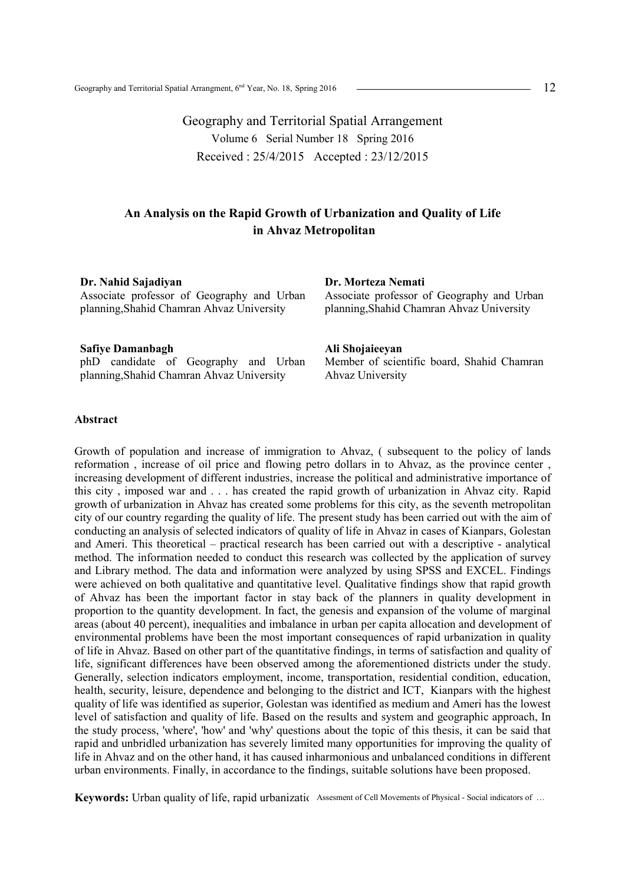Geography and Territorial Spatial Arrangement

Volume 6 Serial Number 18 Spring 2016

Received : 25/4/2015 Accepted : 23/12/2015

## An Analysis on the Rapid Growth of Urbanization and Quality of Life in Ahvaz Metropolitan

**Dr. Nahid Sajadiyan**
Associate professor of Geography and Urban planning,Shahid Chamran Ahvaz University

**Dr. Morteza Nemati**
Associate professor of Geography and Urban planning,Shahid Chamran Ahvaz University

**Safiye Damanbagh**
phD candidate of Geography and Urban planning,Shahid Chamran Ahvaz University

**Ali Shojaieeyan**
Member of scientific board, Shahid Chamran Ahvaz University

### Abstract

Growth of population and increase of immigration to Ahvaz, ( subsequent to the policy of lands reformation , increase of oil price and flowing petro dollars in to Ahvaz, as the province center , increasing development of different industries, increase the political and administrative importance of this city , imposed war and . . . has created the rapid growth of urbanization in Ahvaz city. Rapid growth of urbanization in Ahvaz has created some problems for this city, as the seventh metropolitan city of our country regarding the quality of life. The present study has been carried out with the aim of conducting an analysis of selected indicators of quality of life in Ahvaz in cases of Kianpars, Golestan and Ameri. This theoretical – practical research has been carried out with a descriptive - analytical method. The information needed to conduct this research was collected by the application of survey and Library method. The data and information were analyzed by using SPSS and EXCEL. Findings were achieved on both qualitative and quantitative level. Qualitative findings show that rapid growth of Ahvaz has been the important factor in stay back of the planners in quality development in proportion to the quantity development. In fact, the genesis and expansion of the volume of marginal areas (about 40 percent), inequalities and imbalance in urban per capita allocation and development of environmental problems have been the most important consequences of rapid urbanization in quality of life in Ahvaz. Based on other part of the quantitative findings, in terms of satisfaction and quality of life, significant differences have been observed among the aforementioned districts under the study. Generally, selection indicators employment, income, transportation, residential condition, education, health, security, leisure, dependence and belonging to the district and ICT, Kianpars with the highest quality of life was identified as superior, Golestan was identified as medium and Ameri has the lowest level of satisfaction and quality of life. Based on the results and system and geographic approach, In the study process, 'where', 'how' and 'why' questions about the topic of this thesis, it can be said that rapid and unbridled urbanization has severely limited many opportunities for improving the quality of life in Ahvaz and on the other hand, it has caused inharmonious and unbalanced conditions in different urban environments. Finally, in accordance to the findings, suitable solutions have been proposed.

**Keywords:** Urban quality of life, rapid urbanizatic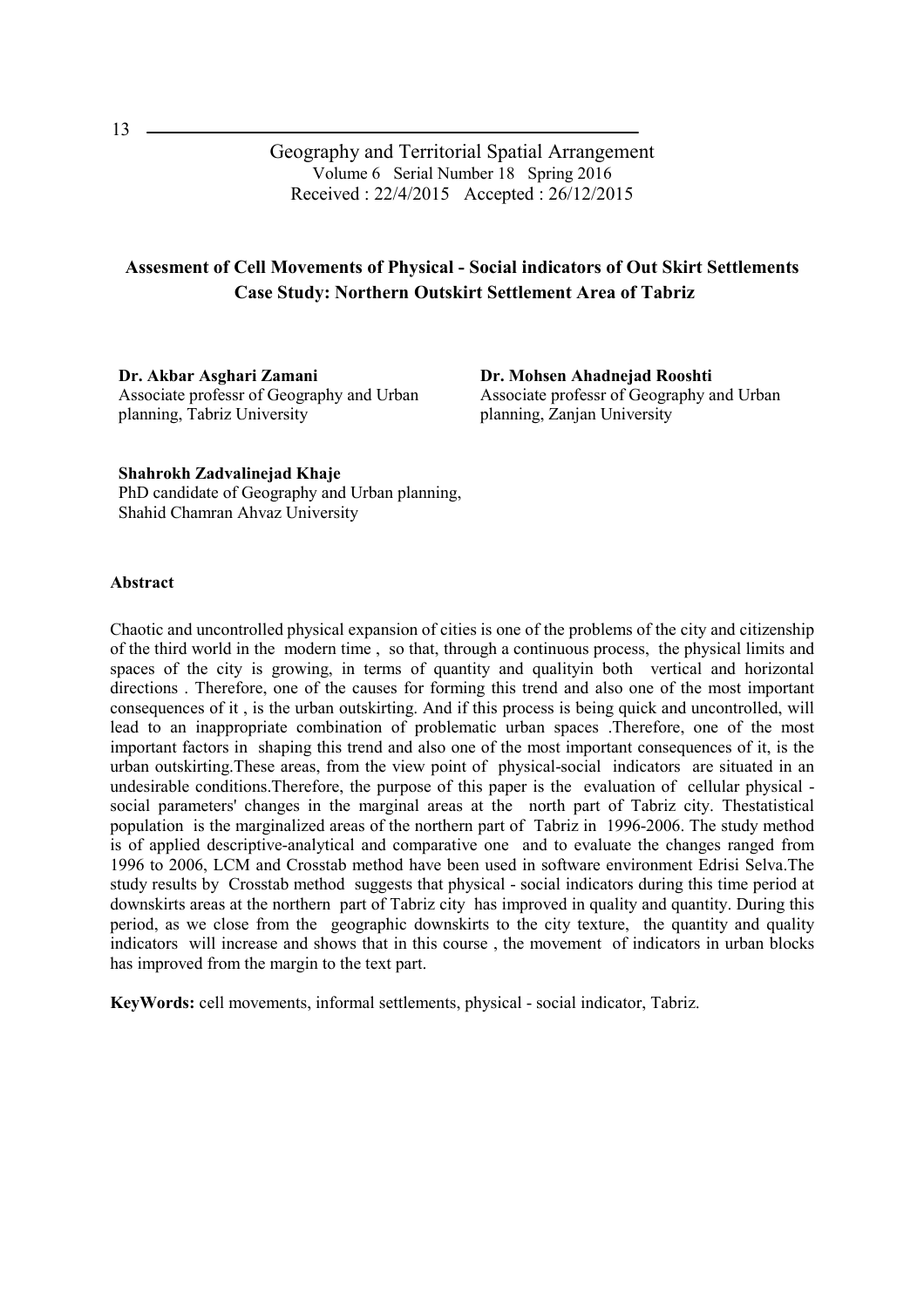# Assesment of Cell Movements of Physical - Social indicators of Out Skirt Settlements Case Study: Northern Outskirt Settlement Area of Tabriz

**Dr. Akbar Asghari Zamani**
Associate professr of Geography and Urban planning, Tabriz University

**Dr. Mohsen Ahadnejad Rooshti**
Associate professr of Geography and Urban planning, Zanjan University

**Shahrokh Zadvalinejad Khaje**
PhD candidate of Geography and Urban planning, Shahid Chamran Ahvaz University

## Abstract

Chaotic and uncontrolled physical expansion of cities is one of the problems of the city and citizenship of the third world in the modern time , so that, through a continuous process, the physical limits and spaces of the city is growing, in terms of quantity and qualityin both vertical and horizontal directions . Therefore, one of the causes for forming this trend and also one of the most important consequences of it , is the urban outskirting. And if this process is being quick and uncontrolled, will lead to an inappropriate combination of problematic urban spaces .Therefore, one of the most important factors in shaping this trend and also one of the most important consequences of it, is the urban outskirting.These areas, from the view point of physical-social indicators are situated in an undesirable conditions.Therefore, the purpose of this paper is the evaluation of cellular physical - social parameters' changes in the marginal areas at the north part of Tabriz city. Thestatistical population is the marginalized areas of the northern part of Tabriz in 1996-2006. The study method is of applied descriptive-analytical and comparative one and to evaluate the changes ranged from 1996 to 2006, LCM and Crosstab method have been used in software environment Edrisi Selva.The study results by Crosstab method suggests that physical - social indicators during this time period at downskirts areas at the northern part of Tabriz city has improved in quality and quantity. During this period, as we close from the geographic downskirts to the city texture, the quantity and quality indicators will increase and shows that in this course , the movement of indicators in urban blocks has improved from the margin to the text part.

**KeyWords:** cell movements, informal settlements, physical - social indicator, Tabriz.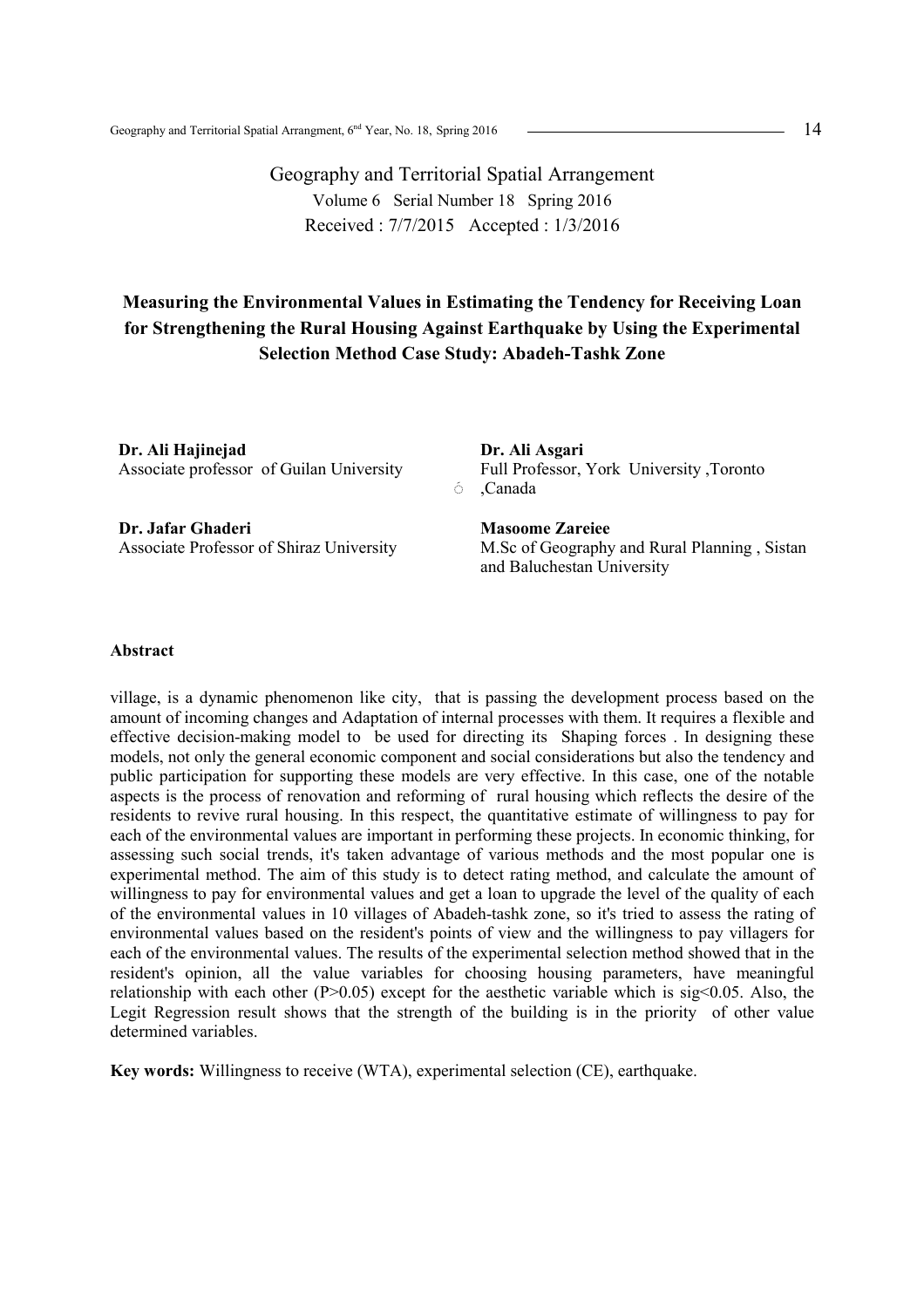Geography and Territorial Spatial Arrangement
Volume 6 Serial Number 18 Spring 2016
Received : 7/7/2015 Accepted : 1/3/2016

# Measuring the Environmental Values in Estimating the Tendency for Receiving Loan for Strengthening the Rural Housing Against Earthquake by Using the Experimental Selection Method Case Study: Abadeh-Tashk Zone

**Dr. Ali Hajinejad**
Associate professor of Guilan University

**Dr. Ali Asgari**
Full Professor, York University ,Toronto ,Canada

**Dr. Jafar Ghaderi**
Associate Professor of Shiraz University

**Masoome Zareiee**
M.Sc of Geography and Rural Planning , Sistan and Baluchestan University

## Abstract

village, is a dynamic phenomenon like city, that is passing the development process based on the amount of incoming changes and Adaptation of internal processes with them. It requires a flexible and effective decision-making model to be used for directing its Shaping forces . In designing these models, not only the general economic component and social considerations but also the tendency and public participation for supporting these models are very effective. In this case, one of the notable aspects is the process of renovation and reforming of rural housing which reflects the desire of the residents to revive rural housing. In this respect, the quantitative estimate of willingness to pay for each of the environmental values are important in performing these projects. In economic thinking, for assessing such social trends, it's taken advantage of various methods and the most popular one is experimental method. The aim of this study is to detect rating method, and calculate the amount of willingness to pay for environmental values and get a loan to upgrade the level of the quality of each of the environmental values in 10 villages of Abadeh-tashk zone, so it's tried to assess the rating of environmental values based on the resident's points of view and the willingness to pay villagers for each of the environmental values. The results of the experimental selection method showed that in the resident's opinion, all the value variables for choosing housing parameters, have meaningful relationship with each other ($P>0.05$) except for the aesthetic variable which is sig$<0.05$. Also, the Legit Regression result shows that the strength of the building is in the priority of other value determined variables.

**Key words:** Willingness to receive (WTA), experimental selection (CE), earthquake.